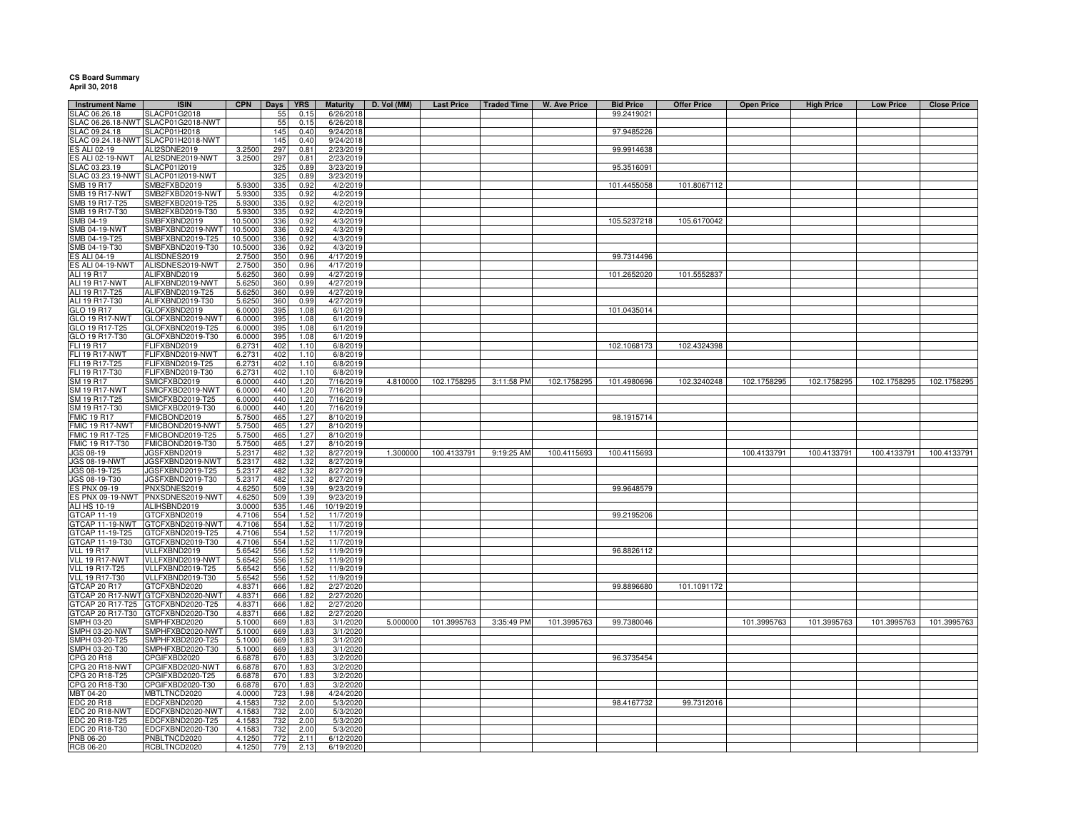**CS Board Summary**
**April 30, 2018**

| Instrument Name | ISIN | CPN | Days | YRS | Maturity | D. Vol (MM) | Last Price | Traded Time | W. Ave Price | Bid Price | Offer Price | Open Price | High Price | Low Price | Close Price |
|---|---|---|---|---|---|---|---|---|---|---|---|---|---|---|---|
| SLAC 06.26.18 | SLACP01G2018 | | 55 | 0.15 | 6/26/2018 | | | | | 99.2419021 | | | | | |
| SLAC 06.26.18-NWT | SLACP01G2018-NWT | | 55 | 0.15 | 6/26/2018 | | | | | | | | | | |
| SLAC 09.24.18 | SLACP01H2018 | | 145 | 0.40 | 9/24/2018 | | | | | 97.9485226 | | | | | |
| SLAC 09.24.18-NWT | SLACP01H2018-NWT | | 145 | 0.40 | 9/24/2018 | | | | | | | | | | |
| ES ALI 02-19 | ALI2SDNE2019 | 3.2500 | 297 | 0.81 | 2/23/2019 | | | | | 99.9914638 | | | | | |
| ES ALI 02-19-NWT | ALI2SDNE2019-NWT | 3.2500 | 297 | 0.81 | 2/23/2019 | | | | | | | | | | |
| SLAC 03.23.19 | SLACP01I2019 | | 325 | 0.89 | 3/23/2019 | | | | | 95.3516091 | | | | | |
| SLAC 03.23.19-NWT | SLACP01I2019-NWT | | 325 | 0.89 | 3/23/2019 | | | | | | | | | | |
| SMB 19 R17 | SMB2FXBD2019 | 5.9300 | 335 | 0.92 | 4/2/2019 | | | | | 101.4455058 | 101.8067112 | | | | |
| SMB 19 R17-NWT | SMB2FXBD2019-NWT | 5.9300 | 335 | 0.92 | 4/2/2019 | | | | | | | | | | |
| SMB 19 R17-T25 | SMB2FXBD2019-T25 | 5.9300 | 335 | 0.92 | 4/2/2019 | | | | | | | | | | |
| SMB 19 R17-T30 | SMB2FXBD2019-T30 | 5.9300 | 335 | 0.92 | 4/2/2019 | | | | | | | | | | |
| SMB 04-19 | SMBFXBND2019 | 10.5000 | 336 | 0.92 | 4/3/2019 | | | | | 105.5237218 | 105.6170042 | | | | |
| SMB 04-19-NWT | SMBFXBND2019-NWT | 10.5000 | 336 | 0.92 | 4/3/2019 | | | | | | | | | | |
| SMB 04-19-T25 | SMBFXBND2019-T25 | 10.5000 | 336 | 0.92 | 4/3/2019 | | | | | | | | | | |
| SMB 04-19-T30 | SMBFXBND2019-T30 | 10.5000 | 336 | 0.92 | 4/3/2019 | | | | | | | | | | |
| ES ALI 04-19 | ALISDNES2019 | 2.7500 | 350 | 0.96 | 4/17/2019 | | | | | 99.7314496 | | | | | |
| ES ALI 04-19-NWT | ALISDNES2019-NWT | 2.7500 | 350 | 0.96 | 4/17/2019 | | | | | | | | | | |
| ALI 19 R17 | ALIFXBND2019 | 5.6250 | 360 | 0.99 | 4/27/2019 | | | | | 101.2652020 | 101.5552837 | | | | |
| ALI 19 R17-NWT | ALIFXBND2019-NWT | 5.6250 | 360 | 0.99 | 4/27/2019 | | | | | | | | | | |
| ALI 19 R17-T25 | ALIFXBND2019-T25 | 5.6250 | 360 | 0.99 | 4/27/2019 | | | | | | | | | | |
| ALI 19 R17-T30 | ALIFXBND2019-T30 | 5.6250 | 360 | 0.99 | 4/27/2019 | | | | | | | | | | |
| GLO 19 R17 | GLOFXBND2019 | 6.0000 | 395 | 1.08 | 6/1/2019 | | | | | 101.0435014 | | | | | |
| GLO 19 R17-NWT | GLOFXBND2019-NWT | 6.0000 | 395 | 1.08 | 6/1/2019 | | | | | | | | | | |
| GLO 19 R17-T25 | GLOFXBND2019-T25 | 6.0000 | 395 | 1.08 | 6/1/2019 | | | | | | | | | | |
| GLO 19 R17-T30 | GLOFXBND2019-T30 | 6.0000 | 395 | 1.08 | 6/1/2019 | | | | | | | | | | |
| FLI 19 R17 | FLIFXBND2019 | 6.2731 | 402 | 1.10 | 6/8/2019 | | | | | 102.1068173 | 102.4324398 | | | | |
| FLI 19 R17-NWT | FLIFXBND2019-NWT | 6.2731 | 402 | 1.10 | 6/8/2019 | | | | | | | | | | |
| FLI 19 R17-T25 | FLIFXBND2019-T25 | 6.2731 | 402 | 1.10 | 6/8/2019 | | | | | | | | | | |
| FLI 19 R17-T30 | FLIFXBND2019-T30 | 6.2731 | 402 | 1.10 | 6/8/2019 | | | | | | | | | | |
| SM 19 R17 | SMICFXBD2019 | 6.0000 | 440 | 1.20 | 7/16/2019 | 4.810000 | 102.1758295 | 3:11:58 PM | 102.1758295 | 101.4980696 | 102.3240248 | 102.1758295 | 102.1758295 | 102.1758295 | 102.1758295 |
| SM 19 R17-NWT | SMICFXBD2019-NWT | 6.0000 | 440 | 1.20 | 7/16/2019 | | | | | | | | | | |
| SM 19 R17-T25 | SMICFXBD2019-T25 | 6.0000 | 440 | 1.20 | 7/16/2019 | | | | | | | | | | |
| SM 19 R17-T30 | SMICFXBD2019-T30 | 6.0000 | 440 | 1.20 | 7/16/2019 | | | | | | | | | | |
| FMIC 19 R17 | FMICBOND2019 | 5.7500 | 465 | 1.27 | 8/10/2019 | | | | | 98.1915714 | | | | | |
| FMIC 19 R17-NWT | FMICBOND2019-NWT | 5.7500 | 465 | 1.27 | 8/10/2019 | | | | | | | | | | |
| FMIC 19 R17-T25 | FMICBOND2019-T25 | 5.7500 | 465 | 1.27 | 8/10/2019 | | | | | | | | | | |
| FMIC 19 R17-T30 | FMICBOND2019-T30 | 5.7500 | 465 | 1.27 | 8/10/2019 | | | | | | | | | | |
| JGS 08-19 | JGSFXBND2019 | 5.2317 | 482 | 1.32 | 8/27/2019 | 1.300000 | 100.4133791 | 9:19:25 AM | 100.4115693 | 100.4115693 | | 100.4133791 | 100.4133791 | 100.4133791 | 100.4133791 |
| JGS 08-19-NWT | JGSFXBND2019-NWT | 5.2317 | 482 | 1.32 | 8/27/2019 | | | | | | | | | | |
| JGS 08-19-T25 | JGSFXBND2019-T25 | 5.2317 | 482 | 1.32 | 8/27/2019 | | | | | | | | | | |
| JGS 08-19-T30 | JGSFXBND2019-T30 | 5.2317 | 482 | 1.32 | 8/27/2019 | | | | | | | | | | |
| ES PNX 09-19 | PNXSDNES2019 | 4.6250 | 509 | 1.39 | 9/23/2019 | | | | | 99.9648579 | | | | | |
| ES PNX 09-19-NWT | PNXSDNES2019-NWT | 4.6250 | 509 | 1.39 | 9/23/2019 | | | | | | | | | | |
| ALI HS 10-19 | ALIHSBND2019 | 3.0000 | 535 | 1.46 | 10/19/2019 | | | | | | | | | | |
| GTCAP 11-19 | GTCFXBND2019 | 4.7106 | 554 | 1.52 | 11/7/2019 | | | | | 99.2195206 | | | | | |
| GTCAP 11-19-NWT | GTCFXBND2019-NWT | 4.7106 | 554 | 1.52 | 11/7/2019 | | | | | | | | | | |
| GTCAP 11-19-T25 | GTCFXBND2019-T25 | 4.7106 | 554 | 1.52 | 11/7/2019 | | | | | | | | | | |
| GTCAP 11-19-T30 | GTCFXBND2019-T30 | 4.7106 | 554 | 1.52 | 11/7/2019 | | | | | | | | | | |
| VLL 19 R17 | VLLFXBND2019 | 5.6542 | 556 | 1.52 | 11/9/2019 | | | | | 96.8826112 | | | | | |
| VLL 19 R17-NWT | VLLFXBND2019-NWT | 5.6542 | 556 | 1.52 | 11/9/2019 | | | | | | | | | | |
| VLL 19 R17-T25 | VLLFXBND2019-T25 | 5.6542 | 556 | 1.52 | 11/9/2019 | | | | | | | | | | |
| VLL 19 R17-T30 | VLLFXBND2019-T30 | 5.6542 | 556 | 1.52 | 11/9/2019 | | | | | | | | | | |
| GTCAP 20 R17 | GTCFXBND2020 | 4.8371 | 666 | 1.82 | 2/27/2020 | | | | | 99.8896680 | 101.1091172 | | | | |
| GTCAP 20 R17-NWT | GTCFXBND2020-NWT | 4.8371 | 666 | 1.82 | 2/27/2020 | | | | | | | | | | |
| GTCAP 20 R17-T25 | GTCFXBND2020-T25 | 4.8371 | 666 | 1.82 | 2/27/2020 | | | | | | | | | | |
| GTCAP 20 R17-T30 | GTCFXBND2020-T30 | 4.8371 | 666 | 1.82 | 2/27/2020 | | | | | | | | | | |
| SMPH 03-20 | SMPHFXBD2020 | 5.1000 | 669 | 1.83 | 3/1/2020 | 5.000000 | 101.3995763 | 3:35:49 PM | 101.3995763 | 99.7380046 | | 101.3995763 | 101.3995763 | 101.3995763 | 101.3995763 |
| SMPH 03-20-NWT | SMPHFXBD2020-NWT | 5.1000 | 669 | 1.83 | 3/1/2020 | | | | | | | | | | |
| SMPH 03-20-T25 | SMPHFXBD2020-T25 | 5.1000 | 669 | 1.83 | 3/1/2020 | | | | | | | | | | |
| SMPH 03-20-T30 | SMPHFXBD2020-T30 | 5.1000 | 669 | 1.83 | 3/1/2020 | | | | | | | | | | |
| CPG 20 R18 | CPGIFXBD2020 | 6.6878 | 670 | 1.83 | 3/2/2020 | | | | | 96.3735454 | | | | | |
| CPG 20 R18-NWT | CPGIFXBD2020-NWT | 6.6878 | 670 | 1.83 | 3/2/2020 | | | | | | | | | | |
| CPG 20 R18-T25 | CPGIFXBD2020-T25 | 6.6878 | 670 | 1.83 | 3/2/2020 | | | | | | | | | | |
| CPG 20 R18-T30 | CPGIFXBD2020-T30 | 6.6878 | 670 | 1.83 | 3/2/2020 | | | | | | | | | | |
| MBT 04-20 | MBTLTNCD2020 | 4.0000 | 723 | 1.98 | 4/24/2020 | | | | | | | | | | |
| EDC 20 R18 | EDCFXBND2020 | 4.1583 | 732 | 2.00 | 5/3/2020 | | | | | 98.4167732 | 99.7312016 | | | | |
| EDC 20 R18-NWT | EDCFXBND2020-NWT | 4.1583 | 732 | 2.00 | 5/3/2020 | | | | | | | | | | |
| EDC 20 R18-T25 | EDCFXBND2020-T25 | 4.1583 | 732 | 2.00 | 5/3/2020 | | | | | | | | | | |
| EDC 20 R18-T30 | EDCFXBND2020-T30 | 4.1583 | 732 | 2.00 | 5/3/2020 | | | | | | | | | | |
| PNB 06-20 | PNBLTNCD2020 | 4.1250 | 772 | 2.11 | 6/12/2020 | | | | | | | | | | |
| RCB 06-20 | RCBLTNCD2020 | 4.1250 | 779 | 2.13 | 6/19/2020 | | | | | | | | | | |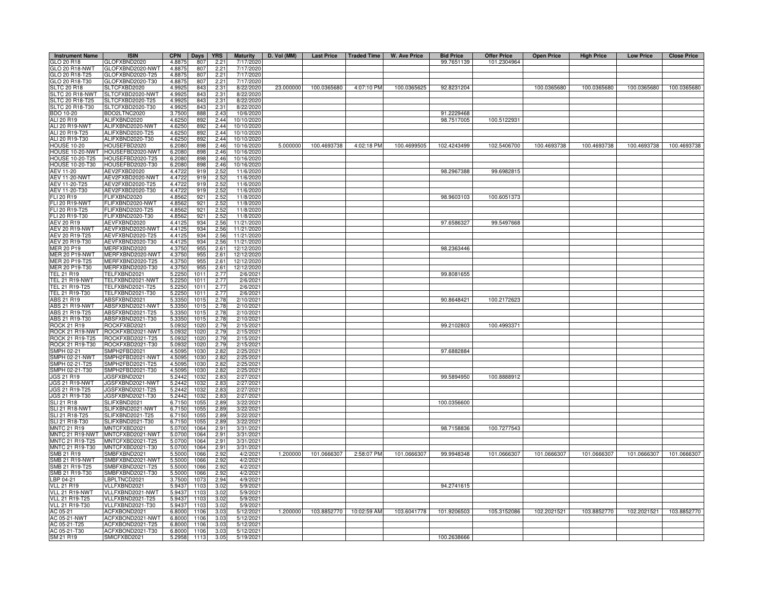| Instrument Name | ISIN | CPN | Days | YRS | Maturity | D. Vol (MM) | Last Price | Traded Time | W. Ave Price | Bid Price | Offer Price | Open Price | High Price | Low Price | Close Price |
|---|---|---|---|---|---|---|---|---|---|---|---|---|---|---|---|
| GLO 20 R18 | GLOFXBND2020 | 4.8875 | 807 | 2.21 | 7/17/2020 | | | | | 99.7651139 | 101.2304964 | | | | |
| GLO 20 R18-NWT | GLOFXBND2020-NWT | 4.8875 | 807 | 2.21 | 7/17/2020 | | | | | | | | | | |
| GLO 20 R18-T25 | GLOFXBND2020-T25 | 4.8875 | 807 | 2.21 | 7/17/2020 | | | | | | | | | | |
| GLO 20 R18-T30 | GLOFXBND2020-T30 | 4.8875 | 807 | 2.21 | 7/17/2020 | | | | | | | | | | |
| SLTC 20 R18 | SLTCFXBD2020 | 4.9925 | 843 | 2.31 | 8/22/2020 | 23.000000 | 100.0365680 | 4:07:10 PM | 100.0365625 | 92.8231204 | | 100.0365680 | 100.0365680 | 100.0365680 | 100.0365680 |
| SLTC 20 R18-NWT | SLTCFXBD2020-NWT | 4.9925 | 843 | 2.31 | 8/22/2020 | | | | | | | | | | |
| SLTC 20 R18-T25 | SLTCFXBD2020-T25 | 4.9925 | 843 | 2.31 | 8/22/2020 | | | | | | | | | | |
| SLTC 20 R18-T30 | SLTCFXBD2020-T30 | 4.9925 | 843 | 2.31 | 8/22/2020 | | | | | | | | | | |
| BDO 10-20 | BDO2LTNC2020 | 3.7500 | 888 | 2.43 | 10/6/2020 | | | | | 91.2229468 | | | | | |
| ALI 20 R19 | ALIFXBND2020 | 4.6250 | 892 | 2.44 | 10/10/2020 | | | | | 98.7517005 | 100.5122931 | | | | |
| ALI 20 R19-NWT | ALIFXBND2020-NWT | 4.6250 | 892 | 2.44 | 10/10/2020 | | | | | | | | | | |
| ALI 20 R19-T25 | ALIFXBND2020-T25 | 4.6250 | 892 | 2.44 | 10/10/2020 | | | | | | | | | | |
| ALI 20 R19-T30 | ALIFXBND2020-T30 | 4.6250 | 892 | 2.44 | 10/10/2020 | | | | | | | | | | |
| HOUSE 10-20 | HOUSEFBD2020 | 6.2080 | 898 | 2.46 | 10/16/2020 | 5.000000 | 100.4693738 | 4:02:18 PM | 100.4699505 | 102.4243499 | 102.5406700 | 100.4693738 | 100.4693738 | 100.4693738 | 100.4693738 |
| HOUSE 10-20-NWT | HOUSEFBD2020-NWT | 6.2080 | 898 | 2.46 | 10/16/2020 | | | | | | | | | | |
| HOUSE 10-20-T25 | HOUSEFBD2020-T25 | 6.2080 | 898 | 2.46 | 10/16/2020 | | | | | | | | | | |
| HOUSE 10-20-T30 | HOUSEFBD2020-T30 | 6.2080 | 898 | 2.46 | 10/16/2020 | | | | | | | | | | |
| AEV 11-20 | AEV2FXBD2020 | 4.4722 | 919 | 2.52 | 11/6/2020 | | | | | 98.2967388 | 99.6982815 | | | | |
| AEV 11-20-NWT | AEV2FXBD2020-NWT | 4.4722 | 919 | 2.52 | 11/6/2020 | | | | | | | | | | |
| AEV 11-20-T25 | AEV2FXBD2020-T25 | 4.4722 | 919 | 2.52 | 11/6/2020 | | | | | | | | | | |
| AEV 11-20-T30 | AEV2FXBD2020-T30 | 4.4722 | 919 | 2.52 | 11/6/2020 | | | | | | | | | | |
| FLI 20 R19 | FLIFXBND2020 | 4.8562 | 921 | 2.52 | 11/8/2020 | | | | | 98.9603103 | 100.6051373 | | | | |
| FLI 20 R19-NWT | FLIFXBND2020-NWT | 4.8562 | 921 | 2.52 | 11/8/2020 | | | | | | | | | | |
| FLI 20 R19-T25 | FLIFXBND2020-T25 | 4.8562 | 921 | 2.52 | 11/8/2020 | | | | | | | | | | |
| FLI 20 R19-T30 | FLIFXBND2020-T30 | 4.8562 | 921 | 2.52 | 11/8/2020 | | | | | | | | | | |
| AEV 20 R19 | AEVFXBND2020 | 4.4125 | 934 | 2.56 | 11/21/2020 | | | | | 97.6586327 | 99.5497668 | | | | |
| AEV 20 R19-NWT | AEVFXBND2020-NWT | 4.4125 | 934 | 2.56 | 11/21/2020 | | | | | | | | | | |
| AEV 20 R19-T25 | AEVFXBND2020-T25 | 4.4125 | 934 | 2.56 | 11/21/2020 | | | | | | | | | | |
| AEV 20 R19-T30 | AEVFXBND2020-T30 | 4.4125 | 934 | 2.56 | 11/21/2020 | | | | | | | | | | |
| MER 20 P19 | MERFXBND2020 | 4.3750 | 955 | 2.61 | 12/12/2020 | | | | | 98.2363446 | | | | | |
| MER 20 P19-NWT | MERFXBND2020-NWT | 4.3750 | 955 | 2.61 | 12/12/2020 | | | | | | | | | | |
| MER 20 P19-T25 | MERFXBND2020-T25 | 4.3750 | 955 | 2.61 | 12/12/2020 | | | | | | | | | | |
| MER 20 P19-T30 | MERFXBND2020-T30 | 4.3750 | 955 | 2.61 | 12/12/2020 | | | | | | | | | | |
| TEL 21 R19 | TELFXBND2021 | 5.2250 | 1011 | 2.77 | 2/6/2021 | | | | | 99.8081655 | | | | | |
| TEL 21 R19-NWT | TELFXBND2021-NWT | 5.2250 | 1011 | 2.77 | 2/6/2021 | | | | | | | | | | |
| TEL 21 R19-T25 | TELFXBND2021-T25 | 5.2250 | 1011 | 2.77 | 2/6/2021 | | | | | | | | | | |
| TEL 21 R19-T30 | TELFXBND2021-T30 | 5.2250 | 1011 | 2.77 | 2/6/2021 | | | | | | | | | | |
| ABS 21 R19 | ABSFXBND2021 | 5.3350 | 1015 | 2.78 | 2/10/2021 | | | | | 90.8648421 | 100.2172623 | | | | |
| ABS 21 R19-NWT | ABSFXBND2021-NWT | 5.3350 | 1015 | 2.78 | 2/10/2021 | | | | | | | | | | |
| ABS 21 R19-T25 | ABSFXBND2021-T25 | 5.3350 | 1015 | 2.78 | 2/10/2021 | | | | | | | | | | |
| ABS 21 R19-T30 | ABSFXBND2021-T30 | 5.3350 | 1015 | 2.78 | 2/10/2021 | | | | | | | | | | |
| ROCK 21 R19 | ROCKFXBD2021 | 5.0932 | 1020 | 2.79 | 2/15/2021 | | | | | 99.2102803 | 100.4993371 | | | | |
| ROCK 21 R19-NWT | ROCKFXBD2021-NWT | 5.0932 | 1020 | 2.79 | 2/15/2021 | | | | | | | | | | |
| ROCK 21 R19-T25 | ROCKFXBD2021-T25 | 5.0932 | 1020 | 2.79 | 2/15/2021 | | | | | | | | | | |
| ROCK 21 R19-T30 | ROCKFXBD2021-T30 | 5.0932 | 1020 | 2.79 | 2/15/2021 | | | | | | | | | | |
| SMPH 02-21 | SMPH2FBD2021 | 4.5095 | 1030 | 2.82 | 2/25/2021 | | | | | 97.6882884 | | | | | |
| SMPH 02-21-NWT | SMPH2FBD2021-NWT | 4.5095 | 1030 | 2.82 | 2/25/2021 | | | | | | | | | | |
| SMPH 02-21-T25 | SMPH2FBD2021-T25 | 4.5095 | 1030 | 2.82 | 2/25/2021 | | | | | | | | | | |
| SMPH 02-21-T30 | SMPH2FBD2021-T30 | 4.5095 | 1030 | 2.82 | 2/25/2021 | | | | | | | | | | |
| JGS 21 R19 | JGSFXBND2021 | 5.2442 | 1032 | 2.83 | 2/27/2021 | | | | | 99.5894950 | 100.8888912 | | | | |
| JGS 21 R19-NWT | JGSFXBND2021-NWT | 5.2442 | 1032 | 2.83 | 2/27/2021 | | | | | | | | | | |
| JGS 21 R19-T25 | JGSFXBND2021-T25 | 5.2442 | 1032 | 2.83 | 2/27/2021 | | | | | | | | | | |
| JGS 21 R19-T30 | JGSFXBND2021-T30 | 5.2442 | 1032 | 2.83 | 2/27/2021 | | | | | | | | | | |
| SLI 21 R18 | SLIFXBND2021 | 6.7150 | 1055 | 2.89 | 3/22/2021 | | | | | 100.0356600 | | | | | |
| SLI 21 R18-NWT | SLIFXBND2021-NWT | 6.7150 | 1055 | 2.89 | 3/22/2021 | | | | | | | | | | |
| SLI 21 R18-T25 | SLIFXBND2021-T25 | 6.7150 | 1055 | 2.89 | 3/22/2021 | | | | | | | | | | |
| SLI 21 R18-T30 | SLIFXBND2021-T30 | 6.7150 | 1055 | 2.89 | 3/22/2021 | | | | | | | | | | |
| MNTC 21 R19 | MNTCFXBD2021 | 5.0700 | 1064 | 2.91 | 3/31/2021 | | | | | 98.7158836 | 100.7277543 | | | | |
| MNTC 21 R19-NWT | MNTCFXBD2021-NWT | 5.0700 | 1064 | 2.91 | 3/31/2021 | | | | | | | | | | |
| MNTC 21 R19-T25 | MNTCFXBD2021-T25 | 5.0700 | 1064 | 2.91 | 3/31/2021 | | | | | | | | | | |
| MNTC 21 R19-T30 | MNTCFXBD2021-T30 | 5.0700 | 1064 | 2.91 | 3/31/2021 | | | | | | | | | | |
| SMB 21 R19 | SMBFXBND2021 | 5.5000 | 1066 | 2.92 | 4/2/2021 | 1.200000 | 101.0666307 | 2:58:07 PM | 101.0666307 | 99.9948348 | 101.0666307 | 101.0666307 | 101.0666307 | 101.0666307 | 101.0666307 |
| SMB 21 R19-NWT | SMBFXBND2021-NWT | 5.5000 | 1066 | 2.92 | 4/2/2021 | | | | | | | | | | |
| SMB 21 R19-T25 | SMBFXBND2021-T25 | 5.5000 | 1066 | 2.92 | 4/2/2021 | | | | | | | | | | |
| SMB 21 R19-T30 | SMBFXBND2021-T30 | 5.5000 | 1066 | 2.92 | 4/2/2021 | | | | | | | | | | |
| LBP 04-21 | LBPLTNCD2021 | 3.7500 | 1073 | 2.94 | 4/9/2021 | | | | | | | | | | |
| VLL 21 R19 | VLLFXBND2021 | 5.9437 | 1103 | 3.02 | 5/9/2021 | | | | | 94.2741615 | | | | | |
| VLL 21 R19-NWT | VLLFXBND2021-NWT | 5.9437 | 1103 | 3.02 | 5/9/2021 | | | | | | | | | | |
| VLL 21 R19-T25 | VLLFXBND2021-T25 | 5.9437 | 1103 | 3.02 | 5/9/2021 | | | | | | | | | | |
| VLL 21 R19-T30 | VLLFXBND2021-T30 | 5.9437 | 1103 | 3.02 | 5/9/2021 | | | | | | | | | | |
| AC 05-21 | ACFXBOND2021 | 6.8000 | 1106 | 3.03 | 5/12/2021 | 1.200000 | 103.8852770 | 10:02:59 AM | 103.6041778 | 101.9206503 | 105.3152086 | 102.2021521 | 103.8852770 | 102.2021521 | 103.8852770 |
| AC 05-21-NWT | ACFXBOND2021-NWT | 6.8000 | 1106 | 3.03 | 5/12/2021 | | | | | | | | | | |
| AC 05-21-T25 | ACFXBOND2021-T25 | 6.8000 | 1106 | 3.03 | 5/12/2021 | | | | | | | | | | |
| AC 05-21-T30 | ACFXBOND2021-T30 | 6.8000 | 1106 | 3.03 | 5/12/2021 | | | | | | | | | | |
| SM 21 R19 | SMICFXBD2021 | 5.2958 | 1113 | 3.05 | 5/19/2021 | | | | | 100.2638666 | | | | | |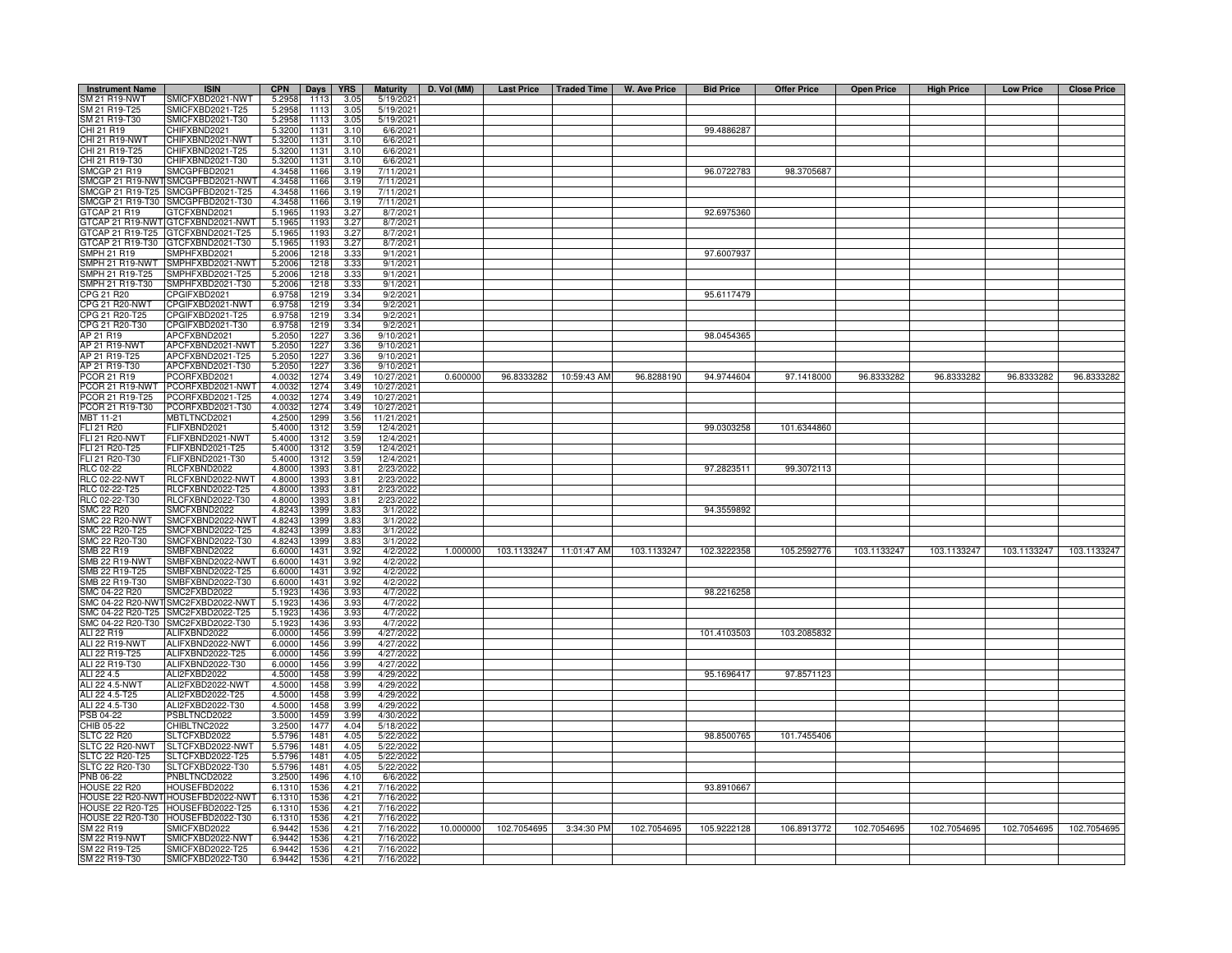| Instrument Name | ISIN | CPN | Days | YRS | Maturity | D. Vol (MM) | Last Price | Traded Time | W. Ave Price | Bid Price | Offer Price | Open Price | High Price | Low Price | Close Price |
|---|---|---|---|---|---|---|---|---|---|---|---|---|---|---|---|
| SM 21 R19-NWT | SMICFXBD2021-NWT | 5.2958 | 1113 | 3.05 | 5/19/2021 | | | | | | | | | | |
| SM 21 R19-T25 | SMICFXBD2021-T25 | 5.2958 | 1113 | 3.05 | 5/19/2021 | | | | | | | | | | |
| SM 21 R19-T30 | SMICFXBD2021-T30 | 5.2958 | 1113 | 3.05 | 5/19/2021 | | | | | | | | | | |
| CHI 21 R19 | CHIFXBND2021 | 5.3200 | 1131 | 3.10 | 6/6/2021 | | | | | 99.4886287 | | | | | |
| CHI 21 R19-NWT | CHIFXBND2021-NWT | 5.3200 | 1131 | 3.10 | 6/6/2021 | | | | | | | | | | |
| CHI 21 R19-T25 | CHIFXBND2021-T25 | 5.3200 | 1131 | 3.10 | 6/6/2021 | | | | | | | | | | |
| CHI 21 R19-T30 | CHIFXBND2021-T30 | 5.3200 | 1131 | 3.10 | 6/6/2021 | | | | | | | | | | |
| SMCGP 21 R19 | SMCGPFBD2021 | 4.3458 | 1166 | 3.19 | 7/11/2021 | | | | | 96.0722783 | 98.3705687 | | | | |
| SMCGP 21 R19-NWT | SMCGPFBD2021-NWT | 4.3458 | 1166 | 3.19 | 7/11/2021 | | | | | | | | | | |
| SMCGP 21 R19-T25 | SMCGPFBD2021-T25 | 4.3458 | 1166 | 3.19 | 7/11/2021 | | | | | | | | | | |
| SMCGP 21 R19-T30 | SMCGPFBD2021-T30 | 4.3458 | 1166 | 3.19 | 7/11/2021 | | | | | | | | | | |
| GTCAP 21 R19 | GTCFXBND2021 | 5.1965 | 1193 | 3.27 | 8/7/2021 | | | | | 92.6975360 | | | | | |
| GTCAP 21 R19-NWT | GTCFXBND2021-NWT | 5.1965 | 1193 | 3.27 | 8/7/2021 | | | | | | | | | | |
| GTCAP 21 R19-T25 | GTCFXBND2021-T25 | 5.1965 | 1193 | 3.27 | 8/7/2021 | | | | | | | | | | |
| GTCAP 21 R19-T30 | GTCFXBND2021-T30 | 5.1965 | 1193 | 3.27 | 8/7/2021 | | | | | | | | | | |
| SMPH 21 R19 | SMPHFXBD2021 | 5.2006 | 1218 | 3.33 | 9/1/2021 | | | | | 97.6007937 | | | | | |
| SMPH 21 R19-NWT | SMPHFXBD2021-NWT | 5.2006 | 1218 | 3.33 | 9/1/2021 | | | | | | | | | | |
| SMPH 21 R19-T25 | SMPHFXBD2021-T25 | 5.2006 | 1218 | 3.33 | 9/1/2021 | | | | | | | | | | |
| SMPH 21 R19-T30 | SMPHFXBD2021-T30 | 5.2006 | 1218 | 3.33 | 9/1/2021 | | | | | | | | | | |
| CPG 21 R20 | CPGIFXBD2021 | 6.9758 | 1219 | 3.34 | 9/2/2021 | | | | | 95.6117479 | | | | | |
| CPG 21 R20-NWT | CPGIFXBD2021-NWT | 6.9758 | 1219 | 3.34 | 9/2/2021 | | | | | | | | | | |
| CPG 21 R20-T25 | CPGIFXBD2021-T25 | 6.9758 | 1219 | 3.34 | 9/2/2021 | | | | | | | | | | |
| CPG 21 R20-T30 | CPGIFXBD2021-T30 | 6.9758 | 1219 | 3.34 | 9/2/2021 | | | | | | | | | | |
| AP 21 R19 | APCFXBND2021 | 5.2050 | 1227 | 3.36 | 9/10/2021 | | | | | 98.0454365 | | | | | |
| AP 21 R19-NWT | APCFXBND2021-NWT | 5.2050 | 1227 | 3.36 | 9/10/2021 | | | | | | | | | | |
| AP 21 R19-T25 | APCFXBND2021-T25 | 5.2050 | 1227 | 3.36 | 9/10/2021 | | | | | | | | | | |
| AP 21 R19-T30 | APCFXBND2021-T30 | 5.2050 | 1227 | 3.36 | 9/10/2021 | | | | | | | | | | |
| PCOR 21 R19 | PCORFXBD2021 | 4.0032 | 1274 | 3.49 | 10/27/2021 | 0.600000 | 96.8333282 | 10:59:43 AM | 96.8288190 | 94.9744604 | 97.1418000 | 96.8333282 | 96.8333282 | 96.8333282 | 96.8333282 |
| PCOR 21 R19-NWT | PCORFXBD2021-NWT | 4.0032 | 1274 | 3.49 | 10/27/2021 | | | | | | | | | | |
| PCOR 21 R19-T25 | PCORFXBD2021-T25 | 4.0032 | 1274 | 3.49 | 10/27/2021 | | | | | | | | | | |
| PCOR 21 R19-T30 | PCORFXBD2021-T30 | 4.0032 | 1274 | 3.49 | 10/27/2021 | | | | | | | | | | |
| MBT 11-21 | MBTLTNCD2021 | 4.2500 | 1299 | 3.56 | 11/21/2021 | | | | | | | | | | |
| FLI 21 R20 | FLIFXBND2021 | 5.4000 | 1312 | 3.59 | 12/4/2021 | | | | | 99.0303258 | 101.6344860 | | | | |
| FLI 21 R20-NWT | FLIFXBND2021-NWT | 5.4000 | 1312 | 3.59 | 12/4/2021 | | | | | | | | | | |
| FLI 21 R20-T25 | FLIFXBND2021-T25 | 5.4000 | 1312 | 3.59 | 12/4/2021 | | | | | | | | | | |
| FLI 21 R20-T30 | FLIFXBND2021-T30 | 5.4000 | 1312 | 3.59 | 12/4/2021 | | | | | | | | | | |
| RLC 02-22 | RLCFXBND2022 | 4.8000 | 1393 | 3.81 | 2/23/2022 | | | | | 97.2823511 | 99.3072113 | | | | |
| RLC 02-22-NWT | RLCFXBND2022-NWT | 4.8000 | 1393 | 3.81 | 2/23/2022 | | | | | | | | | | |
| RLC 02-22-T25 | RLCFXBND2022-T25 | 4.8000 | 1393 | 3.81 | 2/23/2022 | | | | | | | | | | |
| RLC 02-22-T30 | RLCFXBND2022-T30 | 4.8000 | 1393 | 3.81 | 2/23/2022 | | | | | | | | | | |
| SMC 22 R20 | SMCFXBND2022 | 4.8243 | 1399 | 3.83 | 3/1/2022 | | | | | 94.3559892 | | | | | |
| SMC 22 R20-NWT | SMCFXBND2022-NWT | 4.8243 | 1399 | 3.83 | 3/1/2022 | | | | | | | | | | |
| SMC 22 R20-T25 | SMCFXBND2022-T25 | 4.8243 | 1399 | 3.83 | 3/1/2022 | | | | | | | | | | |
| SMC 22 R20-T30 | SMCFXBND2022-T30 | 4.8243 | 1399 | 3.83 | 3/1/2022 | | | | | | | | | | |
| SMB 22 R19 | SMBFXBND2022 | 6.6000 | 1431 | 3.92 | 4/2/2022 | 1.000000 | 103.1133247 | 11:01:47 AM | 103.1133247 | 102.3222358 | 105.2592776 | 103.1133247 | 103.1133247 | 103.1133247 | 103.1133247 |
| SMB 22 R19-NWT | SMBFXBND2022-NWT | 6.6000 | 1431 | 3.92 | 4/2/2022 | | | | | | | | | | |
| SMB 22 R19-T25 | SMBFXBND2022-T25 | 6.6000 | 1431 | 3.92 | 4/2/2022 | | | | | | | | | | |
| SMB 22 R19-T30 | SMBFXBND2022-T30 | 6.6000 | 1431 | 3.92 | 4/2/2022 | | | | | | | | | | |
| SMC 04-22 R20 | SMC2FXBD2022 | 5.1923 | 1436 | 3.93 | 4/7/2022 | | | | | 98.2216258 | | | | | |
| SMC 04-22 R20-NWT | SMC2FXBD2022-NWT | 5.1923 | 1436 | 3.93 | 4/7/2022 | | | | | | | | | | |
| SMC 04-22 R20-T25 | SMC2FXBD2022-T25 | 5.1923 | 1436 | 3.93 | 4/7/2022 | | | | | | | | | | |
| SMC 04-22 R20-T30 | SMC2FXBD2022-T30 | 5.1923 | 1436 | 3.93 | 4/7/2022 | | | | | | | | | | |
| ALI 22 R19 | ALIFXBND2022 | 6.0000 | 1456 | 3.99 | 4/27/2022 | | | | | 101.4103503 | 103.2085832 | | | | |
| ALI 22 R19-NWT | ALIFXBND2022-NWT | 6.0000 | 1456 | 3.99 | 4/27/2022 | | | | | | | | | | |
| ALI 22 R19-T25 | ALIFXBND2022-T25 | 6.0000 | 1456 | 3.99 | 4/27/2022 | | | | | | | | | | |
| ALI 22 R19-T30 | ALIFXBND2022-T30 | 6.0000 | 1456 | 3.99 | 4/27/2022 | | | | | | | | | | |
| ALI 22 4.5 | ALI2FXBD2022 | 4.5000 | 1458 | 3.99 | 4/29/2022 | | | | | 95.1696417 | 97.8571123 | | | | |
| ALI 22 4.5-NWT | ALI2FXBD2022-NWT | 4.5000 | 1458 | 3.99 | 4/29/2022 | | | | | | | | | | |
| ALI 22 4.5-T25 | ALI2FXBD2022-T25 | 4.5000 | 1458 | 3.99 | 4/29/2022 | | | | | | | | | | |
| ALI 22 4.5-T30 | ALI2FXBD2022-T30 | 4.5000 | 1458 | 3.99 | 4/29/2022 | | | | | | | | | | |
| PSB 04-22 | PSBLTNCD2022 | 3.5000 | 1459 | 3.99 | 4/30/2022 | | | | | | | | | | |
| CHIB 05-22 | CHIBLTNC2022 | 3.2500 | 1477 | 4.04 | 5/18/2022 | | | | | | | | | | |
| SLTC 22 R20 | SLTCFXBD2022 | 5.5796 | 1481 | 4.05 | 5/22/2022 | | | | | 98.8500765 | 101.7455406 | | | | |
| SLTC 22 R20-NWT | SLTCFXBD2022-NWT | 5.5796 | 1481 | 4.05 | 5/22/2022 | | | | | | | | | | |
| SLTC 22 R20-T25 | SLTCFXBD2022-T25 | 5.5796 | 1481 | 4.05 | 5/22/2022 | | | | | | | | | | |
| SLTC 22 R20-T30 | SLTCFXBD2022-T30 | 5.5796 | 1481 | 4.05 | 5/22/2022 | | | | | | | | | | |
| PNB 06-22 | PNBLTNCD2022 | 3.2500 | 1496 | 4.10 | 6/6/2022 | | | | | | | | | | |
| HOUSE 22 R20 | HOUSEFBD2022 | 6.1310 | 1536 | 4.21 | 7/16/2022 | | | | | 93.8910667 | | | | | |
| HOUSE 22 R20-NWT | HOUSEFBD2022-NWT | 6.1310 | 1536 | 4.21 | 7/16/2022 | | | | | | | | | | |
| HOUSE 22 R20-T25 | HOUSEFBD2022-T25 | 6.1310 | 1536 | 4.21 | 7/16/2022 | | | | | | | | | | |
| HOUSE 22 R20-T30 | HOUSEFBD2022-T30 | 6.1310 | 1536 | 4.21 | 7/16/2022 | | | | | | | | | | |
| SM 22 R19 | SMICFXBD2022 | 6.9442 | 1536 | 4.21 | 7/16/2022 | 10.000000 | 102.7054695 | 3:34:30 PM | 102.7054695 | 105.9222128 | 106.8913772 | 102.7054695 | 102.7054695 | 102.7054695 | 102.7054695 |
| SM 22 R19-NWT | SMICFXBD2022-NWT | 6.9442 | 1536 | 4.21 | 7/16/2022 | | | | | | | | | | |
| SM 22 R19-T25 | SMICFXBD2022-T25 | 6.9442 | 1536 | 4.21 | 7/16/2022 | | | | | | | | | | |
| SM 22 R19-T30 | SMICFXBD2022-T30 | 6.9442 | 1536 | 4.21 | 7/16/2022 | | | | | | | | | | |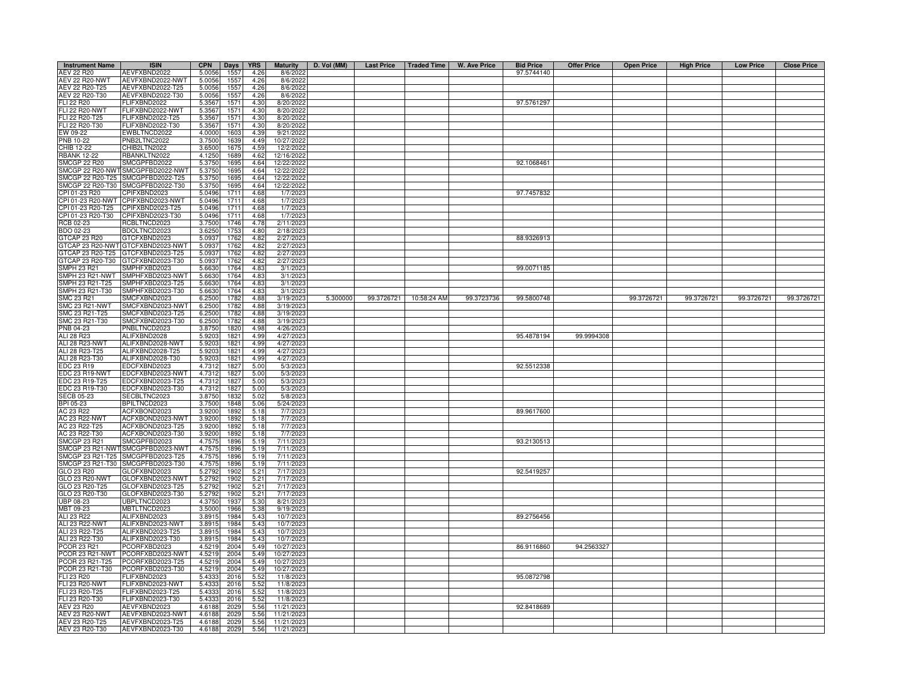| Instrument Name | ISIN | CPN | Days | YRS | Maturity | D. Vol (MM) | Last Price | Traded Time | W. Ave Price | Bid Price | Offer Price | Open Price | High Price | Low Price | Close Price |
|---|---|---|---|---|---|---|---|---|---|---|---|---|---|---|---|
| AEV 22 R20 | AEVFXBND2022 | 5.0056 | 1557 | 4.26 | 8/6/2022 | | | | | 97.5744140 | | | | | |
| AEV 22 R20-NWT | AEVFXBND2022-NWT | 5.0056 | 1557 | 4.26 | 8/6/2022 | | | | | | | | | | |
| AEV 22 R20-T25 | AEVFXBND2022-T25 | 5.0056 | 1557 | 4.26 | 8/6/2022 | | | | | | | | | | |
| AEV 22 R20-T30 | AEVFXBND2022-T30 | 5.0056 | 1557 | 4.26 | 8/6/2022 | | | | | | | | | | |
| FLI 22 R20 | FLIFXBND2022 | 5.3567 | 1571 | 4.30 | 8/20/2022 | | | | | 97.5761297 | | | | | |
| FLI 22 R20-NWT | FLIFXBND2022-NWT | 5.3567 | 1571 | 4.30 | 8/20/2022 | | | | | | | | | | |
| FLI 22 R20-T25 | FLIFXBND2022-T25 | 5.3567 | 1571 | 4.30 | 8/20/2022 | | | | | | | | | | |
| FLI 22 R20-T30 | FLIFXBND2022-T30 | 5.3567 | 1571 | 4.30 | 8/20/2022 | | | | | | | | | | |
| EW 09-22 | EWBLTNCD2022 | 4.0000 | 1603 | 4.39 | 9/21/2022 | | | | | | | | | | |
| PNB 10-22 | PNB2LTNC2022 | 3.7500 | 1639 | 4.49 | 10/27/2022 | | | | | | | | | | |
| CHIB 12-22 | CHIB2LTN2022 | 3.6500 | 1675 | 4.59 | 12/2/2022 | | | | | | | | | | |
| RBANK 12-22 | RBANKLTN2022 | 4.1250 | 1689 | 4.62 | 12/16/2022 | | | | | | | | | | |
| SMCGP 22 R20 | SMCGPFBD2022 | 5.3750 | 1695 | 4.64 | 12/22/2022 | | | | | 92.1068461 | | | | | |
| SMCGP 22 R20-NWT | SMCGPFBD2022-NWT | 5.3750 | 1695 | 4.64 | 12/22/2022 | | | | | | | | | | |
| SMCGP 22 R20-T25 | SMCGPFBD2022-T25 | 5.3750 | 1695 | 4.64 | 12/22/2022 | | | | | | | | | | |
| SMCGP 22 R20-T30 | SMCGPFBD2022-T30 | 5.3750 | 1695 | 4.64 | 12/22/2022 | | | | | | | | | | |
| CPI 01-23 R20 | CPIFXBND2023 | 5.0496 | 1711 | 4.68 | 1/7/2023 | | | | | 97.7457832 | | | | | |
| CPI 01-23 R20-NWT | CPIFXBND2023-NWT | 5.0496 | 1711 | 4.68 | 1/7/2023 | | | | | | | | | | |
| CPI 01-23 R20-T25 | CPIFXBND2023-T25 | 5.0496 | 1711 | 4.68 | 1/7/2023 | | | | | | | | | | |
| CPI 01-23 R20-T30 | CPIFXBND2023-T30 | 5.0496 | 1711 | 4.68 | 1/7/2023 | | | | | | | | | | |
| RCB 02-23 | RCBLTNCD2023 | 3.7500 | 1746 | 4.78 | 2/11/2023 | | | | | | | | | | |
| BDO 02-23 | BDOLTNCD2023 | 3.6250 | 1753 | 4.80 | 2/18/2023 | | | | | | | | | | |
| GTCAP 23 R20 | GTCFXBND2023 | 5.0937 | 1762 | 4.82 | 2/27/2023 | | | | | 88.9326913 | | | | | |
| GTCAP 23 R20-NWT | GTCFXBND2023-NWT | 5.0937 | 1762 | 4.82 | 2/27/2023 | | | | | | | | | | |
| GTCAP 23 R20-T25 | GTCFXBND2023-T25 | 5.0937 | 1762 | 4.82 | 2/27/2023 | | | | | | | | | | |
| GTCAP 23 R20-T30 | GTCFXBND2023-T30 | 5.0937 | 1762 | 4.82 | 2/27/2023 | | | | | | | | | | |
| SMPH 23 R21 | SMPHFXBD2023 | 5.6630 | 1764 | 4.83 | 3/1/2023 | | | | | 99.0071185 | | | | | |
| SMPH 23 R21-NWT | SMPHFXBD2023-NWT | 5.6630 | 1764 | 4.83 | 3/1/2023 | | | | | | | | | | |
| SMPH 23 R21-T25 | SMPHFXBD2023-T25 | 5.6630 | 1764 | 4.83 | 3/1/2023 | | | | | | | | | | |
| SMPH 23 R21-T30 | SMPHFXBD2023-T30 | 5.6630 | 1764 | 4.83 | 3/1/2023 | | | | | | | | | | |
| SMC 23 R21 | SMCFXBND2023 | 6.2500 | 1782 | 4.88 | 3/19/2023 | 5.300000 | 99.3726721 | 10:58:24 AM | 99.3723736 | 99.5800748 | | 99.3726721 | 99.3726721 | 99.3726721 | 99.3726721 |
| SMC 23 R21-NWT | SMCFXBND2023-NWT | 6.2500 | 1782 | 4.88 | 3/19/2023 | | | | | | | | | | |
| SMC 23 R21-T25 | SMCFXBND2023-T25 | 6.2500 | 1782 | 4.88 | 3/19/2023 | | | | | | | | | | |
| SMC 23 R21-T30 | SMCFXBND2023-T30 | 6.2500 | 1782 | 4.88 | 3/19/2023 | | | | | | | | | | |
| PNB 04-23 | PNBLTNCD2023 | 3.8750 | 1820 | 4.98 | 4/26/2023 | | | | | | | | | | |
| ALI 28 R23 | ALIFXBND2028 | 5.9203 | 1821 | 4.99 | 4/27/2023 | | | | | 95.4878194 | 99.9994308 | | | | |
| ALI 28 R23-NWT | ALIFXBND2028-NWT | 5.9203 | 1821 | 4.99 | 4/27/2023 | | | | | | | | | | |
| ALI 28 R23-T25 | ALIFXBND2028-T25 | 5.9203 | 1821 | 4.99 | 4/27/2023 | | | | | | | | | | |
| ALI 28 R23-T30 | ALIFXBND2028-T30 | 5.9203 | 1821 | 4.99 | 4/27/2023 | | | | | | | | | | |
| EDC 23 R19 | EDCFXBND2023 | 4.7312 | 1827 | 5.00 | 5/3/2023 | | | | | 92.5512338 | | | | | |
| EDC 23 R19-NWT | EDCFXBND2023-NWT | 4.7312 | 1827 | 5.00 | 5/3/2023 | | | | | | | | | | |
| EDC 23 R19-T25 | EDCFXBND2023-T25 | 4.7312 | 1827 | 5.00 | 5/3/2023 | | | | | | | | | | |
| EDC 23 R19-T30 | EDCFXBND2023-T30 | 4.7312 | 1827 | 5.00 | 5/3/2023 | | | | | | | | | | |
| SECB 05-23 | SECBLTNC2023 | 3.8750 | 1832 | 5.02 | 5/8/2023 | | | | | | | | | | |
| BPI 05-23 | BPILTNCD2023 | 3.7500 | 1848 | 5.06 | 5/24/2023 | | | | | | | | | | |
| AC 23 R22 | ACFXBOND2023 | 3.9200 | 1892 | 5.18 | 7/7/2023 | | | | | 89.9617600 | | | | | |
| AC 23 R22-NWT | ACFXBOND2023-NWT | 3.9200 | 1892 | 5.18 | 7/7/2023 | | | | | | | | | | |
| AC 23 R22-T25 | ACFXBOND2023-T25 | 3.9200 | 1892 | 5.18 | 7/7/2023 | | | | | | | | | | |
| AC 23 R22-T30 | ACFXBOND2023-T30 | 3.9200 | 1892 | 5.18 | 7/7/2023 | | | | | | | | | | |
| SMCGP 23 R21 | SMCGPFBD2023 | 4.7575 | 1896 | 5.19 | 7/11/2023 | | | | | 93.2130513 | | | | | |
| SMCGP 23 R21-NWT | SMCGPFBD2023-NWT | 4.7575 | 1896 | 5.19 | 7/11/2023 | | | | | | | | | | |
| SMCGP 23 R21-T25 | SMCGPFBD2023-T25 | 4.7575 | 1896 | 5.19 | 7/11/2023 | | | | | | | | | | |
| SMCGP 23 R21-T30 | SMCGPFBD2023-T30 | 4.7575 | 1896 | 5.19 | 7/11/2023 | | | | | | | | | | |
| GLO 23 R20 | GLOFXBND2023 | 5.2792 | 1902 | 5.21 | 7/17/2023 | | | | | 92.5419257 | | | | | |
| GLO 23 R20-NWT | GLOFXBND2023-NWT | 5.2792 | 1902 | 5.21 | 7/17/2023 | | | | | | | | | | |
| GLO 23 R20-T25 | GLOFXBND2023-T25 | 5.2792 | 1902 | 5.21 | 7/17/2023 | | | | | | | | | | |
| GLO 23 R20-T30 | GLOFXBND2023-T30 | 5.2792 | 1902 | 5.21 | 7/17/2023 | | | | | | | | | | |
| UBP 08-23 | UBPLTNCD2023 | 4.3750 | 1937 | 5.30 | 8/21/2023 | | | | | | | | | | |
| MBT 09-23 | MBTLTNCD2023 | 3.5000 | 1966 | 5.38 | 9/19/2023 | | | | | | | | | | |
| ALI 23 R22 | ALIFXBND2023 | 3.8915 | 1984 | 5.43 | 10/7/2023 | | | | | 89.2756456 | | | | | |
| ALI 23 R22-NWT | ALIFXBND2023-NWT | 3.8915 | 1984 | 5.43 | 10/7/2023 | | | | | | | | | | |
| ALI 23 R22-T25 | ALIFXBND2023-T25 | 3.8915 | 1984 | 5.43 | 10/7/2023 | | | | | | | | | | |
| ALI 23 R22-T30 | ALIFXBND2023-T30 | 3.8915 | 1984 | 5.43 | 10/7/2023 | | | | | | | | | | |
| PCOR 23 R21 | PCORFXBD2023 | 4.5219 | 2004 | 5.49 | 10/27/2023 | | | | | 86.9116860 | 94.2563327 | | | | |
| PCOR 23 R21-NWT | PCORFXBD2023-NWT | 4.5219 | 2004 | 5.49 | 10/27/2023 | | | | | | | | | | |
| PCOR 23 R21-T25 | PCORFXBD2023-T25 | 4.5219 | 2004 | 5.49 | 10/27/2023 | | | | | | | | | | |
| PCOR 23 R21-T30 | PCORFXBD2023-T30 | 4.5219 | 2004 | 5.49 | 10/27/2023 | | | | | | | | | | |
| FLI 23 R20 | FLIFXBND2023 | 5.4333 | 2016 | 5.52 | 11/8/2023 | | | | | 95.0872798 | | | | | |
| FLI 23 R20-NWT | FLIFXBND2023-NWT | 5.4333 | 2016 | 5.52 | 11/8/2023 | | | | | | | | | | |
| FLI 23 R20-T25 | FLIFXBND2023-T25 | 5.4333 | 2016 | 5.52 | 11/8/2023 | | | | | | | | | | |
| FLI 23 R20-T30 | FLIFXBND2023-T30 | 5.4333 | 2016 | 5.52 | 11/8/2023 | | | | | | | | | | |
| AEV 23 R20 | AEVFXBND2023 | 4.6188 | 2029 | 5.56 | 11/21/2023 | | | | | 92.8418689 | | | | | |
| AEV 23 R20-NWT | AEVFXBND2023-NWT | 4.6188 | 2029 | 5.56 | 11/21/2023 | | | | | | | | | | |
| AEV 23 R20-T25 | AEVFXBND2023-T25 | 4.6188 | 2029 | 5.56 | 11/21/2023 | | | | | | | | | | |
| AEV 23 R20-T30 | AEVFXBND2023-T30 | 4.6188 | 2029 | 5.56 | 11/21/2023 | | | | | | | | | | |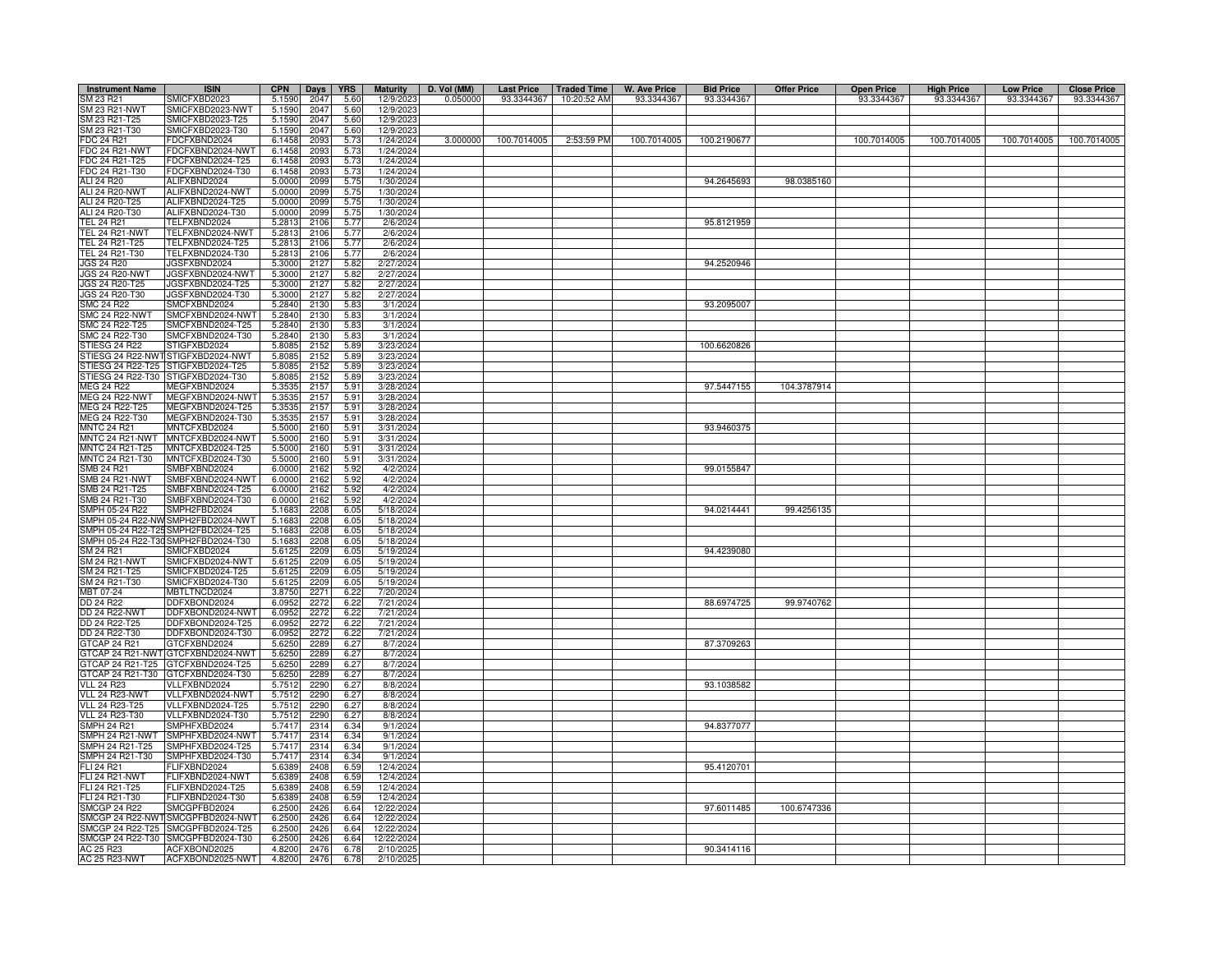| Instrument Name | ISIN | CPN | Days | YRS | Maturity | D. Vol (MM) | Last Price | Traded Time | W. Ave Price | Bid Price | Offer Price | Open Price | High Price | Low Price | Close Price |
|---|---|---|---|---|---|---|---|---|---|---|---|---|---|---|---|
| SM 23 R21 | SMICFXBD2023 | 5.1590 | 2047 | 5.60 | 12/9/2023 | 0.050000 | 93.3344367 | 10:20:52 AM | 93.3344367 | 93.3344367 | | 93.3344367 | 93.3344367 | 93.3344367 | 93.3344367 |
| SM 23 R21-NWT | SMICFXBD2023-NWT | 5.1590 | 2047 | 5.60 | 12/9/2023 | | | | | | | | | | |
| SM 23 R21-T25 | SMICFXBD2023-T25 | 5.1590 | 2047 | 5.60 | 12/9/2023 | | | | | | | | | | |
| SM 23 R21-T30 | SMICFXBD2023-T30 | 5.1590 | 2047 | 5.60 | 12/9/2023 | | | | | | | | | | |
| FDC 24 R21 | FDCFXBND2024 | 6.1458 | 2093 | 5.73 | 1/24/2024 | 3.000000 | 100.7014005 | 2:53:59 PM | 100.7014005 | 100.2190677 | | 100.7014005 | 100.7014005 | 100.7014005 | 100.7014005 |
| FDC 24 R21-NWT | FDCFXBND2024-NWT | 6.1458 | 2093 | 5.73 | 1/24/2024 | | | | | | | | | | |
| FDC 24 R21-T25 | FDCFXBND2024-T25 | 6.1458 | 2093 | 5.73 | 1/24/2024 | | | | | | | | | | |
| FDC 24 R21-T30 | FDCFXBND2024-T30 | 6.1458 | 2093 | 5.73 | 1/24/2024 | | | | | | | | | | |
| ALI 24 R20 | ALIFXBND2024 | 5.0000 | 2099 | 5.75 | 1/30/2024 | | | | | 94.2645693 | 98.0385160 | | | | |
| ALI 24 R20-NWT | ALIFXBND2024-NWT | 5.0000 | 2099 | 5.75 | 1/30/2024 | | | | | | | | | | |
| ALI 24 R20-T25 | ALIFXBND2024-T25 | 5.0000 | 2099 | 5.75 | 1/30/2024 | | | | | | | | | | |
| ALI 24 R20-T30 | ALIFXBND2024-T30 | 5.0000 | 2099 | 5.75 | 1/30/2024 | | | | | | | | | | |
| TEL 24 R21 | TELFXBND2024 | 5.2813 | 2106 | 5.77 | 2/6/2024 | | | | | 95.8121959 | | | | | |
| TEL 24 R21-NWT | TELFXBND2024-NWT | 5.2813 | 2106 | 5.77 | 2/6/2024 | | | | | | | | | | |
| TEL 24 R21-T25 | TELFXBND2024-T25 | 5.2813 | 2106 | 5.77 | 2/6/2024 | | | | | | | | | | |
| TEL 24 R21-T30 | TELFXBND2024-T30 | 5.2813 | 2106 | 5.77 | 2/6/2024 | | | | | | | | | | |
| JGS 24 R20 | JGSFXBND2024 | 5.3000 | 2127 | 5.82 | 2/27/2024 | | | | | 94.2520946 | | | | | |
| JGS 24 R20-NWT | JGSFXBND2024-NWT | 5.3000 | 2127 | 5.82 | 2/27/2024 | | | | | | | | | | |
| JGS 24 R20-T25 | JGSFXBND2024-T25 | 5.3000 | 2127 | 5.82 | 2/27/2024 | | | | | | | | | | |
| JGS 24 R20-T30 | JGSFXBND2024-T30 | 5.3000 | 2127 | 5.82 | 2/27/2024 | | | | | | | | | | |
| SMC 24 R22 | SMCFXBND2024 | 5.2840 | 2130 | 5.83 | 3/1/2024 | | | | | 93.2095007 | | | | | |
| SMC 24 R22-NWT | SMCFXBND2024-NWT | 5.2840 | 2130 | 5.83 | 3/1/2024 | | | | | | | | | | |
| SMC 24 R22-T25 | SMCFXBND2024-T25 | 5.2840 | 2130 | 5.83 | 3/1/2024 | | | | | | | | | | |
| SMC 24 R22-T30 | SMCFXBND2024-T30 | 5.2840 | 2130 | 5.83 | 3/1/2024 | | | | | | | | | | |
| STIESG 24 R22 | STIGFXBD2024 | 5.8085 | 2152 | 5.89 | 3/23/2024 | | | | | 100.6620826 | | | | | |
| STIESG 24 R22-NWT | STIGFXBD2024-NWT | 5.8085 | 2152 | 5.89 | 3/23/2024 | | | | | | | | | | |
| STIESG 24 R22-T25 | STIGFXBD2024-T25 | 5.8085 | 2152 | 5.89 | 3/23/2024 | | | | | | | | | | |
| STIESG 24 R22-T30 | STIGFXBD2024-T30 | 5.8085 | 2152 | 5.89 | 3/23/2024 | | | | | | | | | | |
| MEG 24 R22 | MEGFXBND2024 | 5.3535 | 2157 | 5.91 | 3/28/2024 | | | | | 97.5447155 | 104.3787914 | | | | |
| MEG 24 R22-NWT | MEGFXBND2024-NWT | 5.3535 | 2157 | 5.91 | 3/28/2024 | | | | | | | | | | |
| MEG 24 R22-T25 | MEGFXBND2024-T25 | 5.3535 | 2157 | 5.91 | 3/28/2024 | | | | | | | | | | |
| MEG 24 R22-T30 | MEGFXBND2024-T30 | 5.3535 | 2157 | 5.91 | 3/28/2024 | | | | | | | | | | |
| MNTC 24 R21 | MNTCFXBD2024 | 5.5000 | 2160 | 5.91 | 3/31/2024 | | | | | 93.9460375 | | | | | |
| MNTC 24 R21-NWT | MNTCFXBD2024-NWT | 5.5000 | 2160 | 5.91 | 3/31/2024 | | | | | | | | | | |
| MNTC 24 R21-T25 | MNTCFXBD2024-T25 | 5.5000 | 2160 | 5.91 | 3/31/2024 | | | | | | | | | | |
| MNTC 24 R21-T30 | MNTCFXBD2024-T30 | 5.5000 | 2160 | 5.91 | 3/31/2024 | | | | | | | | | | |
| SMB 24 R21 | SMBFXBND2024 | 6.0000 | 2162 | 5.92 | 4/2/2024 | | | | | 99.0155847 | | | | | |
| SMB 24 R21-NWT | SMBFXBND2024-NWT | 6.0000 | 2162 | 5.92 | 4/2/2024 | | | | | | | | | | |
| SMB 24 R21-T25 | SMBFXBND2024-T25 | 6.0000 | 2162 | 5.92 | 4/2/2024 | | | | | | | | | | |
| SMB 24 R21-T30 | SMBFXBND2024-T30 | 6.0000 | 2162 | 5.92 | 4/2/2024 | | | | | | | | | | |
| SMPH 05-24 R22 | SMPH2FBD2024 | 5.1683 | 2208 | 6.05 | 5/18/2024 | | | | | 94.0214441 | 99.4256135 | | | | |
| SMPH 05-24 R22-NWT | SMPH2FBD2024-NWT | 5.1683 | 2208 | 6.05 | 5/18/2024 | | | | | | | | | | |
| SMPH 05-24 R22-T25 | SMPH2FBD2024-T25 | 5.1683 | 2208 | 6.05 | 5/18/2024 | | | | | | | | | | |
| SMPH 05-24 R22-T30 | SMPH2FBD2024-T30 | 5.1683 | 2208 | 6.05 | 5/18/2024 | | | | | | | | | | |
| SM 24 R21 | SMICFXBD2024 | 5.6125 | 2209 | 6.05 | 5/19/2024 | | | | | 94.4239080 | | | | | |
| SM 24 R21-NWT | SMICFXBD2024-NWT | 5.6125 | 2209 | 6.05 | 5/19/2024 | | | | | | | | | | |
| SM 24 R21-T25 | SMICFXBD2024-T25 | 5.6125 | 2209 | 6.05 | 5/19/2024 | | | | | | | | | | |
| SM 24 R21-T30 | SMICFXBD2024-T30 | 5.6125 | 2209 | 6.05 | 5/19/2024 | | | | | | | | | | |
| MBT 07-24 | MBTLTNCD2024 | 3.8750 | 2271 | 6.22 | 7/20/2024 | | | | | | | | | | |
| DD 24 R22 | DDFXBOND2024 | 6.0952 | 2272 | 6.22 | 7/21/2024 | | | | | 88.6974725 | 99.9740762 | | | | |
| DD 24 R22-NWT | DDFXBOND2024-NWT | 6.0952 | 2272 | 6.22 | 7/21/2024 | | | | | | | | | | |
| DD 24 R22-T25 | DDFXBOND2024-T25 | 6.0952 | 2272 | 6.22 | 7/21/2024 | | | | | | | | | | |
| DD 24 R22-T30 | DDFXBOND2024-T30 | 6.0952 | 2272 | 6.22 | 7/21/2024 | | | | | | | | | | |
| GTCAP 24 R21 | GTCFXBND2024 | 5.6250 | 2289 | 6.27 | 8/7/2024 | | | | | 87.3709263 | | | | | |
| GTCAP 24 R21-NWT | GTCFXBND2024-NWT | 5.6250 | 2289 | 6.27 | 8/7/2024 | | | | | | | | | | |
| GTCAP 24 R21-T25 | GTCFXBND2024-T25 | 5.6250 | 2289 | 6.27 | 8/7/2024 | | | | | | | | | | |
| GTCAP 24 R21-T30 | GTCFXBND2024-T30 | 5.6250 | 2289 | 6.27 | 8/7/2024 | | | | | | | | | | |
| VLL 24 R23 | VLLFXBND2024 | 5.7512 | 2290 | 6.27 | 8/8/2024 | | | | | 93.1038582 | | | | | |
| VLL 24 R23-NWT | VLLFXBND2024-NWT | 5.7512 | 2290 | 6.27 | 8/8/2024 | | | | | | | | | | |
| VLL 24 R23-T25 | VLLFXBND2024-T25 | 5.7512 | 2290 | 6.27 | 8/8/2024 | | | | | | | | | | |
| VLL 24 R23-T30 | VLLFXBND2024-T30 | 5.7512 | 2290 | 6.27 | 8/8/2024 | | | | | | | | | | |
| SMPH 24 R21 | SMPHFXBD2024 | 5.7417 | 2314 | 6.34 | 9/1/2024 | | | | | 94.8377077 | | | | | |
| SMPH 24 R21-NWT | SMPHFXBD2024-NWT | 5.7417 | 2314 | 6.34 | 9/1/2024 | | | | | | | | | | |
| SMPH 24 R21-T25 | SMPHFXBD2024-T25 | 5.7417 | 2314 | 6.34 | 9/1/2024 | | | | | | | | | | |
| SMPH 24 R21-T30 | SMPHFXBD2024-T30 | 5.7417 | 2314 | 6.34 | 9/1/2024 | | | | | | | | | | |
| FLI 24 R21 | FLIFXBND2024 | 5.6389 | 2408 | 6.59 | 12/4/2024 | | | | | 95.4120701 | | | | | |
| FLI 24 R21-NWT | FLIFXBND2024-NWT | 5.6389 | 2408 | 6.59 | 12/4/2024 | | | | | | | | | | |
| FLI 24 R21-T25 | FLIFXBND2024-T25 | 5.6389 | 2408 | 6.59 | 12/4/2024 | | | | | | | | | | |
| FLI 24 R21-T30 | FLIFXBND2024-T30 | 5.6389 | 2408 | 6.59 | 12/4/2024 | | | | | | | | | | |
| SMCGP 24 R22 | SMCGPFBD2024 | 6.2500 | 2426 | 6.64 | 12/22/2024 | | | | | 97.6011485 | 100.6747336 | | | | |
| SMCGP 24 R22-NWT | SMCGPFBD2024-NWT | 6.2500 | 2426 | 6.64 | 12/22/2024 | | | | | | | | | | |
| SMCGP 24 R22-T25 | SMCGPFBD2024-T25 | 6.2500 | 2426 | 6.64 | 12/22/2024 | | | | | | | | | | |
| SMCGP 24 R22-T30 | SMCGPFBD2024-T30 | 6.2500 | 2426 | 6.64 | 12/22/2024 | | | | | | | | | | |
| AC 25 R23 | ACFXBOND2025 | 4.8200 | 2476 | 6.78 | 2/10/2025 | | | | | 90.3414116 | | | | | |
| AC 25 R23-NWT | ACFXBOND2025-NWT | 4.8200 | 2476 | 6.78 | 2/10/2025 | | | | | | | | | | |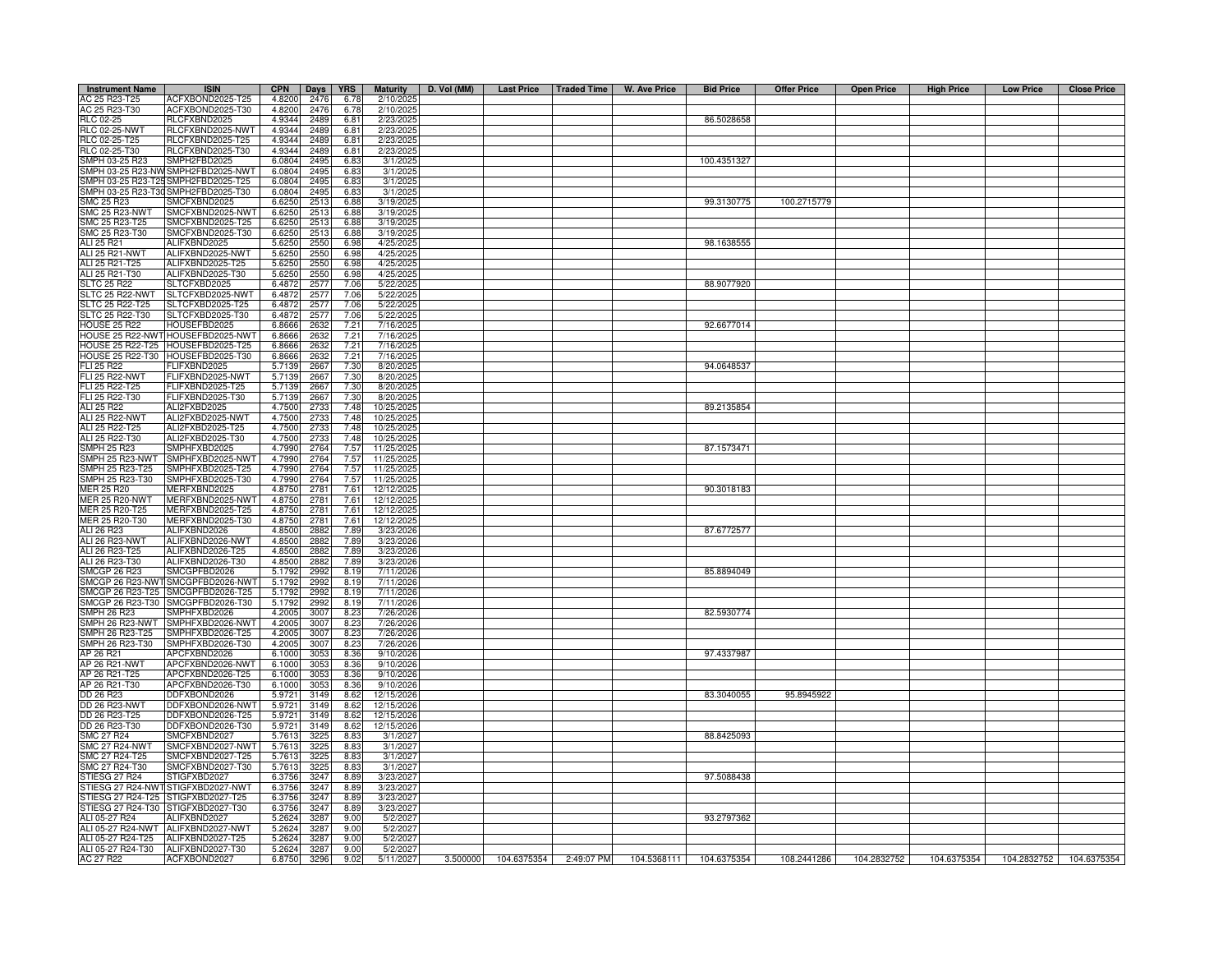| Instrument Name | ISIN | CPN | Days | YRS | Maturity | D. Vol (MM) | Last Price | Traded Time | W. Ave Price | Bid Price | Offer Price | Open Price | High Price | Low Price | Close Price |
|---|---|---|---|---|---|---|---|---|---|---|---|---|---|---|---|
| AC 25 R23-T25 | ACFXBOND2025-T25 | 4.8200 | 2476 | 6.78 | 2/10/2025 | | | | | | | | | | |
| AC 25 R23-T30 | ACFXBOND2025-T30 | 4.8200 | 2476 | 6.78 | 2/10/2025 | | | | | | | | | | |
| RLC 02-25 | RLCFXBND2025 | 4.9344 | 2489 | 6.81 | 2/23/2025 | | | | | 86.5028658 | | | | | |
| RLC 02-25-NWT | RLCFXBND2025-NWT | 4.9344 | 2489 | 6.81 | 2/23/2025 | | | | | | | | | | |
| RLC 02-25-T25 | RLCFXBND2025-T25 | 4.9344 | 2489 | 6.81 | 2/23/2025 | | | | | | | | | | |
| RLC 02-25-T30 | RLCFXBND2025-T30 | 4.9344 | 2489 | 6.81 | 2/23/2025 | | | | | | | | | | |
| SMPH 03-25 R23 | SMPH2FBD2025 | 6.0804 | 2495 | 6.83 | 3/1/2025 | | | | | 100.4351327 | | | | | |
| SMPH 03-25 R23-NWT | SMPH2FBD2025-NWT | 6.0804 | 2495 | 6.83 | 3/1/2025 | | | | | | | | | | |
| SMPH 03-25 R23-T25 | SMPH2FBD2025-T25 | 6.0804 | 2495 | 6.83 | 3/1/2025 | | | | | | | | | | |
| SMPH 03-25 R23-T30 | SMPH2FBD2025-T30 | 6.0804 | 2495 | 6.83 | 3/1/2025 | | | | | | | | | | |
| SMC 25 R23 | SMCFXBND2025 | 6.6250 | 2513 | 6.88 | 3/19/2025 | | | | | 99.3130775 | 100.2715779 | | | | |
| SMC 25 R23-NWT | SMCFXBND2025-NWT | 6.6250 | 2513 | 6.88 | 3/19/2025 | | | | | | | | | | |
| SMC 25 R23-T25 | SMCFXBND2025-T25 | 6.6250 | 2513 | 6.88 | 3/19/2025 | | | | | | | | | | |
| SMC 25 R23-T30 | SMCFXBND2025-T30 | 6.6250 | 2513 | 6.88 | 3/19/2025 | | | | | | | | | | |
| ALI 25 R21 | ALIFXBND2025 | 5.6250 | 2550 | 6.98 | 4/25/2025 | | | | | 98.1638555 | | | | | |
| ALI 25 R21-NWT | ALIFXBND2025-NWT | 5.6250 | 2550 | 6.98 | 4/25/2025 | | | | | | | | | | |
| ALI 25 R21-T25 | ALIFXBND2025-T25 | 5.6250 | 2550 | 6.98 | 4/25/2025 | | | | | | | | | | |
| ALI 25 R21-T30 | ALIFXBND2025-T30 | 5.6250 | 2550 | 6.98 | 4/25/2025 | | | | | | | | | | |
| SLTC 25 R22 | SLTCFXBD2025 | 6.4872 | 2577 | 7.06 | 5/22/2025 | | | | | 88.9077920 | | | | | |
| SLTC 25 R22-NWT | SLTCFXBD2025-NWT | 6.4872 | 2577 | 7.06 | 5/22/2025 | | | | | | | | | | |
| SLTC 25 R22-T25 | SLTCFXBD2025-T25 | 6.4872 | 2577 | 7.06 | 5/22/2025 | | | | | | | | | | |
| SLTC 25 R22-T30 | SLTCFXBD2025-T30 | 6.4872 | 2577 | 7.06 | 5/22/2025 | | | | | | | | | | |
| HOUSE 25 R22 | HOUSEFBD2025 | 6.8666 | 2632 | 7.21 | 7/16/2025 | | | | | 92.6677014 | | | | | |
| HOUSE 25 R22-NWT | HOUSEFBD2025-NWT | 6.8666 | 2632 | 7.21 | 7/16/2025 | | | | | | | | | | |
| HOUSE 25 R22-T25 | HOUSEFBD2025-T25 | 6.8666 | 2632 | 7.21 | 7/16/2025 | | | | | | | | | | |
| HOUSE 25 R22-T30 | HOUSEFBD2025-T30 | 6.8666 | 2632 | 7.21 | 7/16/2025 | | | | | | | | | | |
| FLI 25 R22 | FLIFXBND2025 | 5.7139 | 2667 | 7.30 | 8/20/2025 | | | | | 94.0648537 | | | | | |
| FLI 25 R22-NWT | FLIFXBND2025-NWT | 5.7139 | 2667 | 7.30 | 8/20/2025 | | | | | | | | | | |
| FLI 25 R22-T25 | FLIFXBND2025-T25 | 5.7139 | 2667 | 7.30 | 8/20/2025 | | | | | | | | | | |
| FLI 25 R22-T30 | FLIFXBND2025-T30 | 5.7139 | 2667 | 7.30 | 8/20/2025 | | | | | | | | | | |
| ALI 25 R22 | ALI2FXBD2025 | 4.7500 | 2733 | 7.48 | 10/25/2025 | | | | | 89.2135854 | | | | | |
| ALI 25 R22-NWT | ALI2FXBD2025-NWT | 4.7500 | 2733 | 7.48 | 10/25/2025 | | | | | | | | | | |
| ALI 25 R22-T25 | ALI2FXBD2025-T25 | 4.7500 | 2733 | 7.48 | 10/25/2025 | | | | | | | | | | |
| ALI 25 R22-T30 | ALI2FXBD2025-T30 | 4.7500 | 2733 | 7.48 | 10/25/2025 | | | | | | | | | | |
| SMPH 25 R23 | SMPHFXBD2025 | 4.7990 | 2764 | 7.57 | 11/25/2025 | | | | | 87.1573471 | | | | | |
| SMPH 25 R23-NWT | SMPHFXBD2025-NWT | 4.7990 | 2764 | 7.57 | 11/25/2025 | | | | | | | | | | |
| SMPH 25 R23-T25 | SMPHFXBD2025-T25 | 4.7990 | 2764 | 7.57 | 11/25/2025 | | | | | | | | | | |
| SMPH 25 R23-T30 | SMPHFXBD2025-T30 | 4.7990 | 2764 | 7.57 | 11/25/2025 | | | | | | | | | | |
| MER 25 R20 | MERFXBND2025 | 4.8750 | 2781 | 7.61 | 12/12/2025 | | | | | 90.3018183 | | | | | |
| MER 25 R20-NWT | MERFXBND2025-NWT | 4.8750 | 2781 | 7.61 | 12/12/2025 | | | | | | | | | | |
| MER 25 R20-T25 | MERFXBND2025-T25 | 4.8750 | 2781 | 7.61 | 12/12/2025 | | | | | | | | | | |
| MER 25 R20-T30 | MERFXBND2025-T30 | 4.8750 | 2781 | 7.61 | 12/12/2025 | | | | | | | | | | |
| ALI 26 R23 | ALIFXBND2026 | 4.8500 | 2882 | 7.89 | 3/23/2026 | | | | | 87.6772577 | | | | | |
| ALI 26 R23-NWT | ALIFXBND2026-NWT | 4.8500 | 2882 | 7.89 | 3/23/2026 | | | | | | | | | | |
| ALI 26 R23-T25 | ALIFXBND2026-T25 | 4.8500 | 2882 | 7.89 | 3/23/2026 | | | | | | | | | | |
| ALI 26 R23-T30 | ALIFXBND2026-T30 | 4.8500 | 2882 | 7.89 | 3/23/2026 | | | | | | | | | | |
| SMCGP 26 R23 | SMCGPFBD2026 | 5.1792 | 2992 | 8.19 | 7/11/2026 | | | | | 85.8894049 | | | | | |
| SMCGP 26 R23-NWT | SMCGPFBD2026-NWT | 5.1792 | 2992 | 8.19 | 7/11/2026 | | | | | | | | | | |
| SMCGP 26 R23-T25 | SMCGPFBD2026-T25 | 5.1792 | 2992 | 8.19 | 7/11/2026 | | | | | | | | | | |
| SMCGP 26 R23-T30 | SMCGPFBD2026-T30 | 5.1792 | 2992 | 8.19 | 7/11/2026 | | | | | | | | | | |
| SMPH 26 R23 | SMPHFXBD2026 | 4.2005 | 3007 | 8.23 | 7/26/2026 | | | | | 82.5930774 | | | | | |
| SMPH 26 R23-NWT | SMPHFXBD2026-NWT | 4.2005 | 3007 | 8.23 | 7/26/2026 | | | | | | | | | | |
| SMPH 26 R23-T25 | SMPHFXBD2026-T25 | 4.2005 | 3007 | 8.23 | 7/26/2026 | | | | | | | | | | |
| SMPH 26 R23-T30 | SMPHFXBD2026-T30 | 4.2005 | 3007 | 8.23 | 7/26/2026 | | | | | | | | | | |
| AP 26 R21 | APCFXBND2026 | 6.1000 | 3053 | 8.36 | 9/10/2026 | | | | | 97.4337987 | | | | | |
| AP 26 R21-NWT | APCFXBND2026-NWT | 6.1000 | 3053 | 8.36 | 9/10/2026 | | | | | | | | | | |
| AP 26 R21-T25 | APCFXBND2026-T25 | 6.1000 | 3053 | 8.36 | 9/10/2026 | | | | | | | | | | |
| AP 26 R21-T30 | APCFXBND2026-T30 | 6.1000 | 3053 | 8.36 | 9/10/2026 | | | | | | | | | | |
| DD 26 R23 | DDFXBOND2026 | 5.9721 | 3149 | 8.62 | 12/15/2026 | | | | | 83.3040055 | 95.8945922 | | | | |
| DD 26 R23-NWT | DDFXBOND2026-NWT | 5.9721 | 3149 | 8.62 | 12/15/2026 | | | | | | | | | | |
| DD 26 R23-T25 | DDFXBOND2026-T25 | 5.9721 | 3149 | 8.62 | 12/15/2026 | | | | | | | | | | |
| DD 26 R23-T30 | DDFXBOND2026-T30 | 5.9721 | 3149 | 8.62 | 12/15/2026 | | | | | | | | | | |
| SMC 27 R24 | SMCFXBND2027 | 5.7613 | 3225 | 8.83 | 3/1/2027 | | | | | 88.8425093 | | | | | |
| SMC 27 R24-NWT | SMCFXBND2027-NWT | 5.7613 | 3225 | 8.83 | 3/1/2027 | | | | | | | | | | |
| SMC 27 R24-T25 | SMCFXBND2027-T25 | 5.7613 | 3225 | 8.83 | 3/1/2027 | | | | | | | | | | |
| SMC 27 R24-T30 | SMCFXBND2027-T30 | 5.7613 | 3225 | 8.83 | 3/1/2027 | | | | | | | | | | |
| STIESG 27 R24 | STIGFXBD2027 | 6.3756 | 3247 | 8.89 | 3/23/2027 | | | | | 97.5088438 | | | | | |
| STIESG 27 R24-NWT | STIGFXBD2027-NWT | 6.3756 | 3247 | 8.89 | 3/23/2027 | | | | | | | | | | |
| STIESG 27 R24-T25 | STIGFXBD2027-T25 | 6.3756 | 3247 | 8.89 | 3/23/2027 | | | | | | | | | | |
| STIESG 27 R24-T30 | STIGFXBD2027-T30 | 6.3756 | 3247 | 8.89 | 3/23/2027 | | | | | | | | | | |
| ALI 05-27 R24 | ALIFXBND2027 | 5.2624 | 3287 | 9.00 | 5/2/2027 | | | | | 93.2797362 | | | | | |
| ALI 05-27 R24-NWT | ALIFXBND2027-NWT | 5.2624 | 3287 | 9.00 | 5/2/2027 | | | | | | | | | | |
| ALI 05-27 R24-T25 | ALIFXBND2027-T25 | 5.2624 | 3287 | 9.00 | 5/2/2027 | | | | | | | | | | |
| ALI 05-27 R24-T30 | ALIFXBND2027-T30 | 5.2624 | 3287 | 9.00 | 5/2/2027 | | | | | | | | | | |
| AC 27 R22 | ACFXBOND2027 | 6.8750 | 3296 | 9.02 | 5/11/2027 | 3.500000 | 104.6375354 | 2:49:07 PM | 104.5368111 | 104.6375354 | 108.2441286 | 104.2832752 | 104.6375354 | 104.2832752 | 104.6375354 |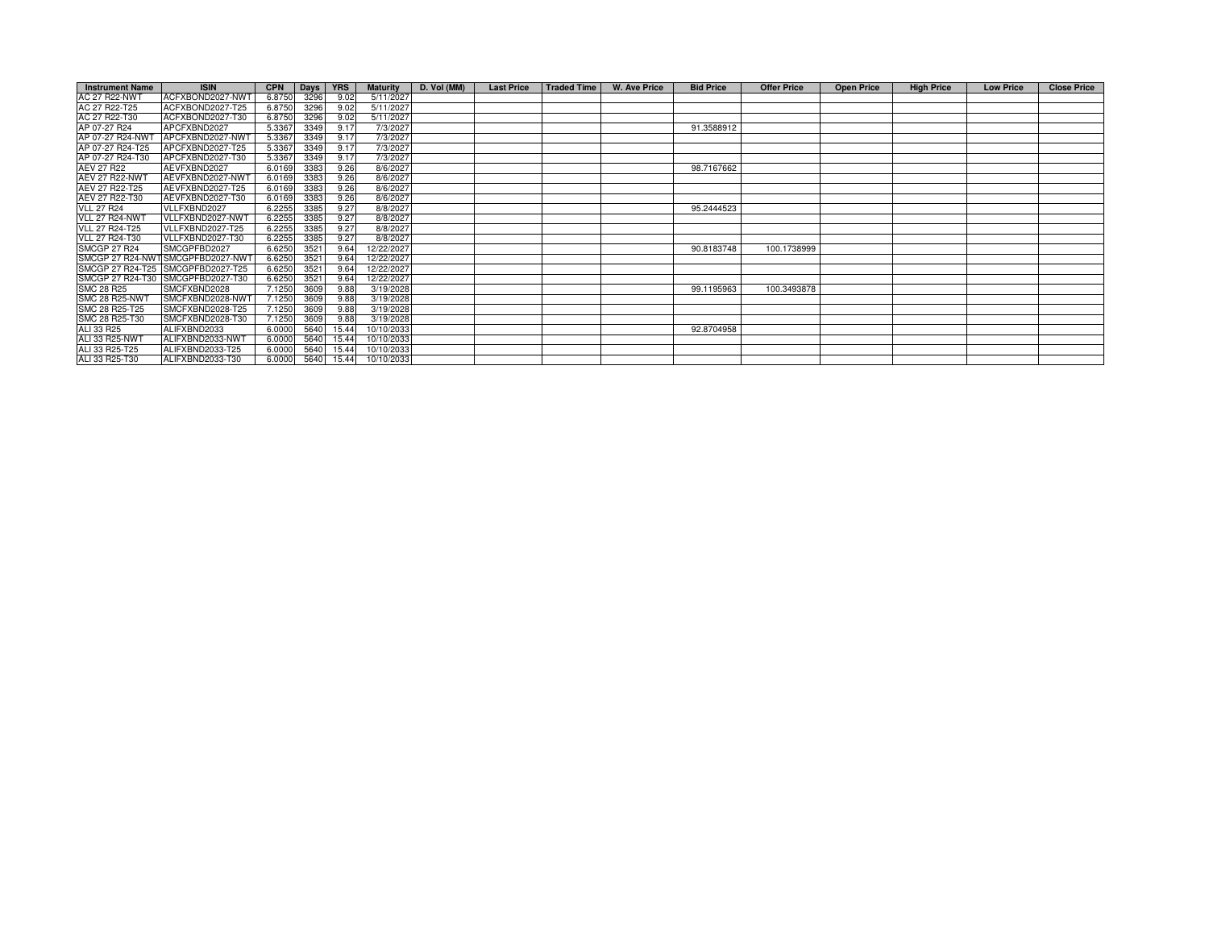| Instrument Name | ISIN | CPN | Days | YRS | Maturity | D. Vol (MM) | Last Price | Traded Time | W. Ave Price | Bid Price | Offer Price | Open Price | High Price | Low Price | Close Price |
|---|---|---|---|---|---|---|---|---|---|---|---|---|---|---|---|
| AC 27 R22-NWT | ACFXBOND2027-NWT | 6.8750 | 3296 | 9.02 | 5/11/2027 | | | | | | | | | | |
| AC 27 R22-T25 | ACFXBOND2027-T25 | 6.8750 | 3296 | 9.02 | 5/11/2027 | | | | | | | | | | |
| AC 27 R22-T30 | ACFXBOND2027-T30 | 6.8750 | 3296 | 9.02 | 5/11/2027 | | | | | | | | | | |
| AP 07-27 R24 | APCFXBND2027 | 5.3367 | 3349 | 9.17 | 7/3/2027 | | | | | 91.3588912 | | | | | |
| AP 07-27 R24-NWT | APCFXBND2027-NWT | 5.3367 | 3349 | 9.17 | 7/3/2027 | | | | | | | | | | |
| AP 07-27 R24-T25 | APCFXBND2027-T25 | 5.3367 | 3349 | 9.17 | 7/3/2027 | | | | | | | | | | |
| AP 07-27 R24-T30 | APCFXBND2027-T30 | 5.3367 | 3349 | 9.17 | 7/3/2027 | | | | | | | | | | |
| AEV 27 R22 | AEVFXBND2027 | 6.0169 | 3383 | 9.26 | 8/6/2027 | | | | | 98.7167662 | | | | | |
| AEV 27 R22-NWT | AEVFXBND2027-NWT | 6.0169 | 3383 | 9.26 | 8/6/2027 | | | | | | | | | | |
| AEV 27 R22-T25 | AEVFXBND2027-T25 | 6.0169 | 3383 | 9.26 | 8/6/2027 | | | | | | | | | | |
| AEV 27 R22-T30 | AEVFXBND2027-T30 | 6.0169 | 3383 | 9.26 | 8/6/2027 | | | | | | | | | | |
| VLL 27 R24 | VLLFXBND2027 | 6.2255 | 3385 | 9.27 | 8/8/2027 | | | | | 95.2444523 | | | | | |
| VLL 27 R24-NWT | VLLFXBND2027-NWT | 6.2255 | 3385 | 9.27 | 8/8/2027 | | | | | | | | | | |
| VLL 27 R24-T25 | VLLFXBND2027-T25 | 6.2255 | 3385 | 9.27 | 8/8/2027 | | | | | | | | | | |
| VLL 27 R24-T30 | VLLFXBND2027-T30 | 6.2255 | 3385 | 9.27 | 8/8/2027 | | | | | | | | | | |
| SMCGP 27 R24 | SMCGPFBD2027 | 6.6250 | 3521 | 9.64 | 12/22/2027 | | | | | 90.8183748 | 100.1738999 | | | | |
| SMCGP 27 R24-NWT | SMCGPFBD2027-NWT | 6.6250 | 3521 | 9.64 | 12/22/2027 | | | | | | | | | | |
| SMCGP 27 R24-T25 | SMCGPFBD2027-T25 | 6.6250 | 3521 | 9.64 | 12/22/2027 | | | | | | | | | | |
| SMCGP 27 R24-T30 | SMCGPFBD2027-T30 | 6.6250 | 3521 | 9.64 | 12/22/2027 | | | | | | | | | | |
| SMC 28 R25 | SMCFXBND2028 | 7.1250 | 3609 | 9.88 | 3/19/2028 | | | | | 99.1195963 | 100.3493878 | | | | |
| SMC 28 R25-NWT | SMCFXBND2028-NWT | 7.1250 | 3609 | 9.88 | 3/19/2028 | | | | | | | | | | |
| SMC 28 R25-T25 | SMCFXBND2028-T25 | 7.1250 | 3609 | 9.88 | 3/19/2028 | | | | | | | | | | |
| SMC 28 R25-T30 | SMCFXBND2028-T30 | 7.1250 | 3609 | 9.88 | 3/19/2028 | | | | | | | | | | |
| ALI 33 R25 | ALIFXBND2033 | 6.0000 | 5640 | 15.44 | 10/10/2033 | | | | | 92.8704958 | | | | | |
| ALI 33 R25-NWT | ALIFXBND2033-NWT | 6.0000 | 5640 | 15.44 | 10/10/2033 | | | | | | | | | | |
| ALI 33 R25-T25 | ALIFXBND2033-T25 | 6.0000 | 5640 | 15.44 | 10/10/2033 | | | | | | | | | | |
| ALI 33 R25-T30 | ALIFXBND2033-T30 | 6.0000 | 5640 | 15.44 | 10/10/2033 | | | | | | | | | | |